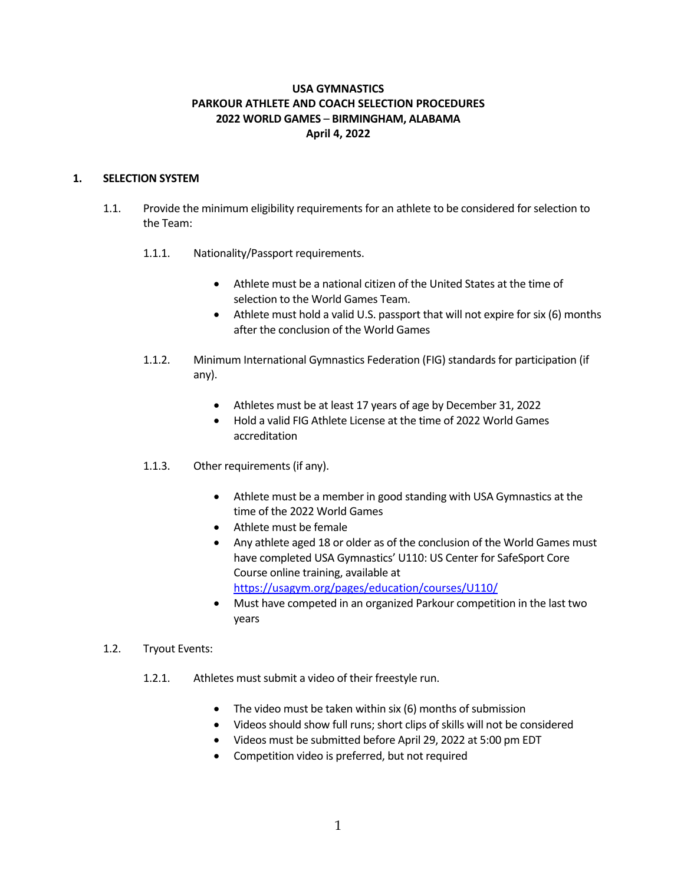**USA GYMNASTICS**
**PARKOUR ATHLETE AND COACH SELECTION PROCEDURES**
**2022 WORLD GAMES – BIRMINGHAM, ALABAMA**
**April 4, 2022**

## 1. SELECTION SYSTEM

1.1. Provide the minimum eligibility requirements for an athlete to be considered for selection to the Team:

1.1.1. Nationality/Passport requirements.

- Athlete must be a national citizen of the United States at the time of selection to the World Games Team.
- Athlete must hold a valid U.S. passport that will not expire for six (6) months after the conclusion of the World Games

1.1.2. Minimum International Gymnastics Federation (FIG) standards for participation (if any).

- Athletes must be at least 17 years of age by December 31, 2022
- Hold a valid FIG Athlete License at the time of 2022 World Games accreditation

1.1.3. Other requirements (if any).

- Athlete must be a member in good standing with USA Gymnastics at the time of the 2022 World Games
- Athlete must be female
- Any athlete aged 18 or older as of the conclusion of the World Games must have completed USA Gymnastics' U110: US Center for SafeSport Core Course online training, available at https://usagym.org/pages/education/courses/U110/
- Must have competed in an organized Parkour competition in the last two years

1.2. Tryout Events:

1.2.1. Athletes must submit a video of their freestyle run.

- The video must be taken within six (6) months of submission
- Videos should show full runs; short clips of skills will not be considered
- Videos must be submitted before April 29, 2022 at 5:00 pm EDT
- Competition video is preferred, but not required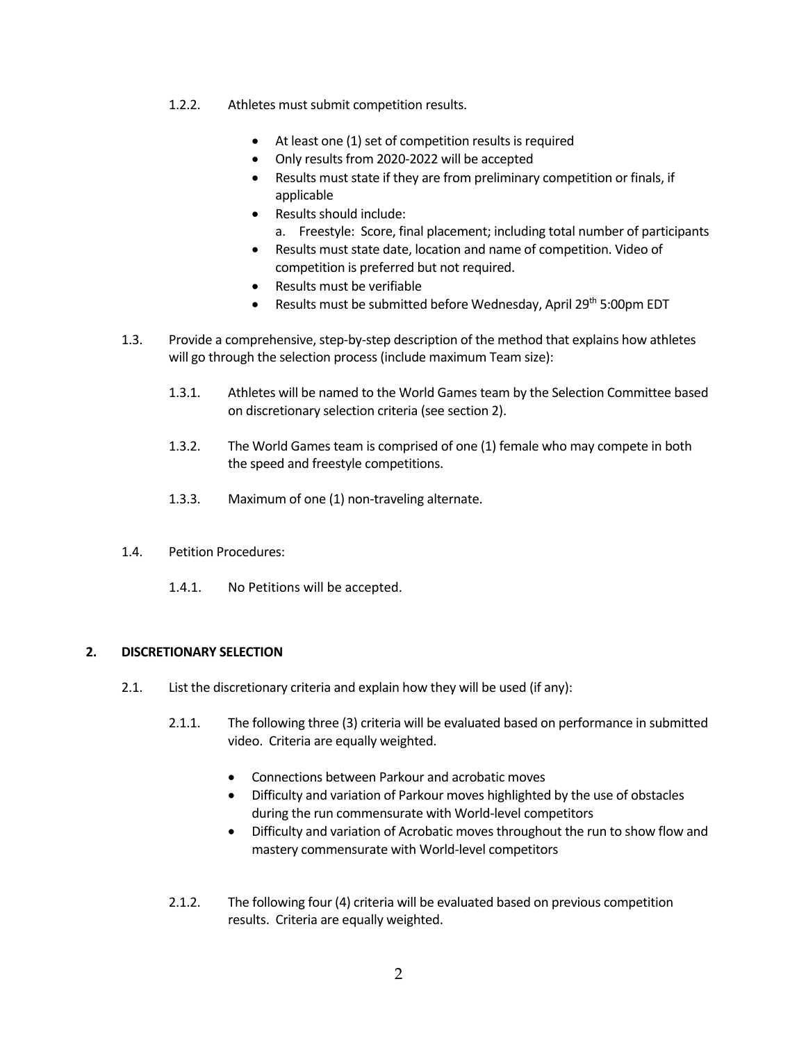1.2.2. Athletes must submit competition results.

- At least one (1) set of competition results is required
- Only results from 2020-2022 will be accepted
- Results must state if they are from preliminary competition or finals, if applicable
- Results should include:
  a. Freestyle: Score, final placement; including total number of participants
- Results must state date, location and name of competition. Video of competition is preferred but not required.
- Results must be verifiable
- Results must be submitted before Wednesday, April 29th 5:00pm EDT

1.3. Provide a comprehensive, step-by-step description of the method that explains how athletes will go through the selection process (include maximum Team size):

1.3.1. Athletes will be named to the World Games team by the Selection Committee based on discretionary selection criteria (see section 2).

1.3.2. The World Games team is comprised of one (1) female who may compete in both the speed and freestyle competitions.

1.3.3. Maximum of one (1) non-traveling alternate.

1.4. Petition Procedures:

1.4.1. No Petitions will be accepted.

## 2. DISCRETIONARY SELECTION

2.1. List the discretionary criteria and explain how they will be used (if any):

2.1.1. The following three (3) criteria will be evaluated based on performance in submitted video. Criteria are equally weighted.

- Connections between Parkour and acrobatic moves
- Difficulty and variation of Parkour moves highlighted by the use of obstacles during the run commensurate with World-level competitors
- Difficulty and variation of Acrobatic moves throughout the run to show flow and mastery commensurate with World-level competitors

2.1.2. The following four (4) criteria will be evaluated based on previous competition results. Criteria are equally weighted.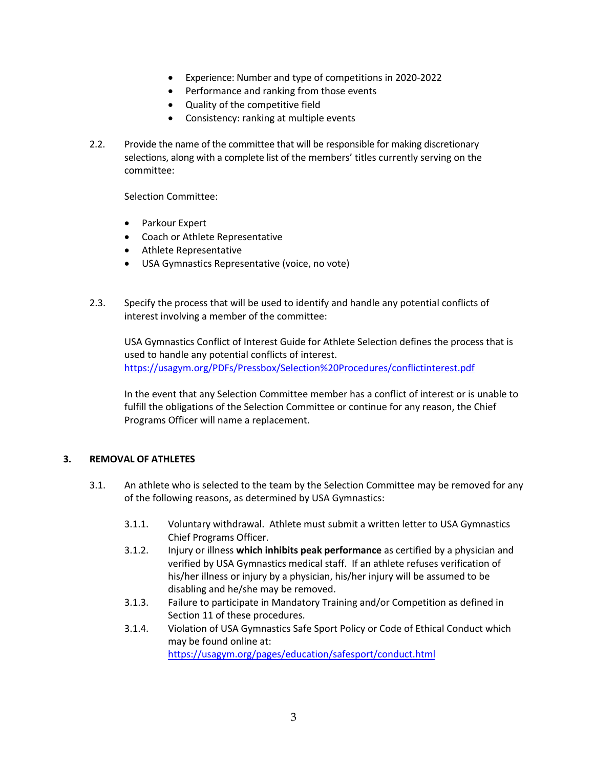- Experience: Number and type of competitions in 2020-2022
- Performance and ranking from those events
- Quality of the competitive field
- Consistency: ranking at multiple events

2.2. Provide the name of the committee that will be responsible for making discretionary selections, along with a complete list of the members' titles currently serving on the committee:

Selection Committee:

- Parkour Expert
- Coach or Athlete Representative
- Athlete Representative
- USA Gymnastics Representative (voice, no vote)

2.3. Specify the process that will be used to identify and handle any potential conflicts of interest involving a member of the committee:

USA Gymnastics Conflict of Interest Guide for Athlete Selection defines the process that is used to handle any potential conflicts of interest. https://usagym.org/PDFs/Pressbox/Selection%20Procedures/conflictinterest.pdf

In the event that any Selection Committee member has a conflict of interest or is unable to fulfill the obligations of the Selection Committee or continue for any reason, the Chief Programs Officer will name a replacement.

## 3. REMOVAL OF ATHLETES

3.1. An athlete who is selected to the team by the Selection Committee may be removed for any of the following reasons, as determined by USA Gymnastics:

3.1.1. Voluntary withdrawal. Athlete must submit a written letter to USA Gymnastics Chief Programs Officer.

3.1.2. Injury or illness **which inhibits peak performance** as certified by a physician and verified by USA Gymnastics medical staff. If an athlete refuses verification of his/her illness or injury by a physician, his/her injury will be assumed to be disabling and he/she may be removed.

3.1.3. Failure to participate in Mandatory Training and/or Competition as defined in Section 11 of these procedures.

3.1.4. Violation of USA Gymnastics Safe Sport Policy or Code of Ethical Conduct which may be found online at: https://usagym.org/pages/education/safesport/conduct.html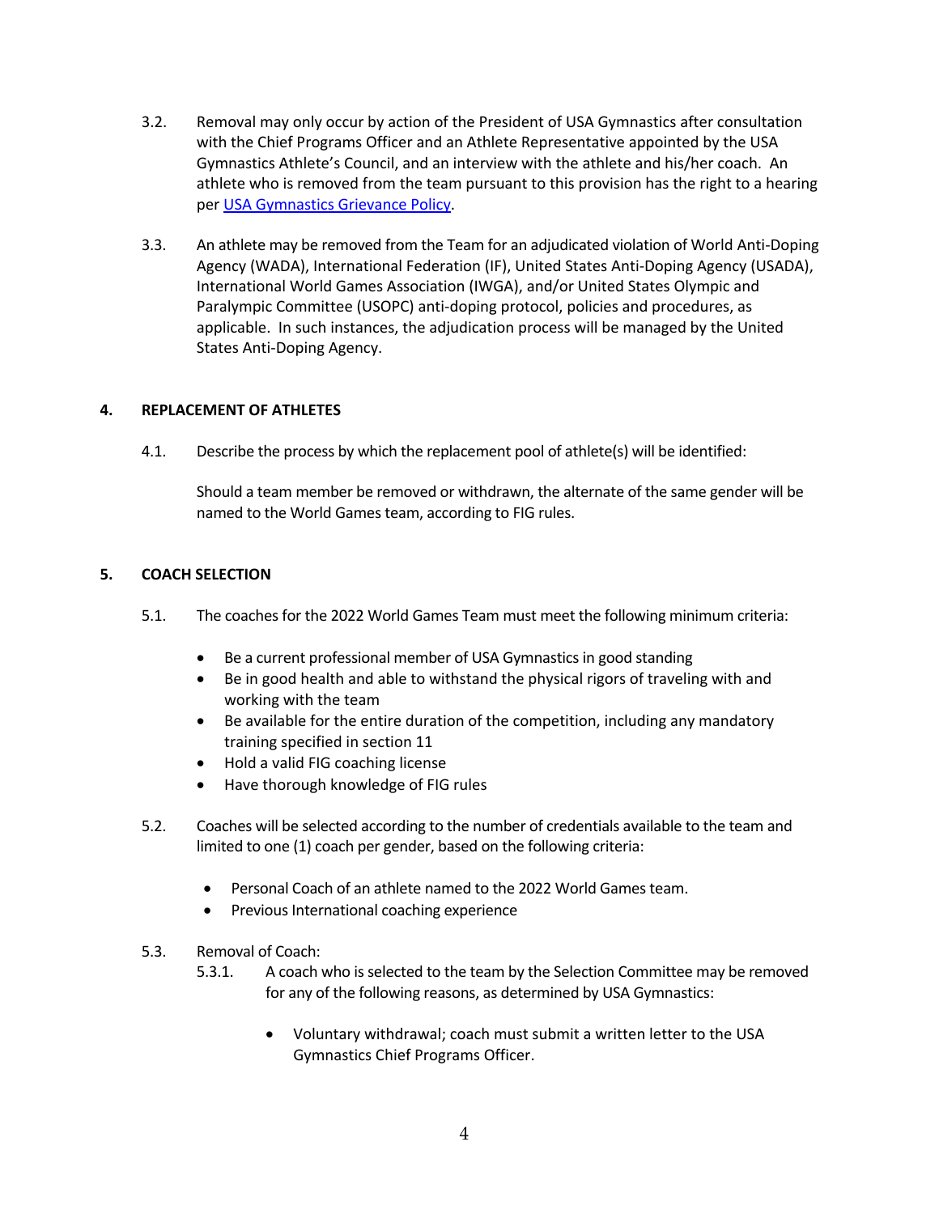3.2. Removal may only occur by action of the President of USA Gymnastics after consultation with the Chief Programs Officer and an Athlete Representative appointed by the USA Gymnastics Athlete's Council, and an interview with the athlete and his/her coach. An athlete who is removed from the team pursuant to this provision has the right to a hearing per [USA Gymnastics Grievance Policy](#).

3.3. An athlete may be removed from the Team for an adjudicated violation of World Anti-Doping Agency (WADA), International Federation (IF), United States Anti-Doping Agency (USADA), International World Games Association (IWGA), and/or United States Olympic and Paralympic Committee (USOPC) anti-doping protocol, policies and procedures, as applicable. In such instances, the adjudication process will be managed by the United States Anti-Doping Agency.

## 4. REPLACEMENT OF ATHLETES

4.1. Describe the process by which the replacement pool of athlete(s) will be identified:

Should a team member be removed or withdrawn, the alternate of the same gender will be named to the World Games team, according to FIG rules.

## 5. COACH SELECTION

5.1. The coaches for the 2022 World Games Team must meet the following minimum criteria:

- Be a current professional member of USA Gymnastics in good standing
- Be in good health and able to withstand the physical rigors of traveling with and working with the team
- Be available for the entire duration of the competition, including any mandatory training specified in section 11
- Hold a valid FIG coaching license
- Have thorough knowledge of FIG rules

5.2. Coaches will be selected according to the number of credentials available to the team and limited to one (1) coach per gender, based on the following criteria:

- Personal Coach of an athlete named to the 2022 World Games team.
- Previous International coaching experience

5.3. Removal of Coach:

5.3.1. A coach who is selected to the team by the Selection Committee may be removed for any of the following reasons, as determined by USA Gymnastics:

- Voluntary withdrawal; coach must submit a written letter to the USA Gymnastics Chief Programs Officer.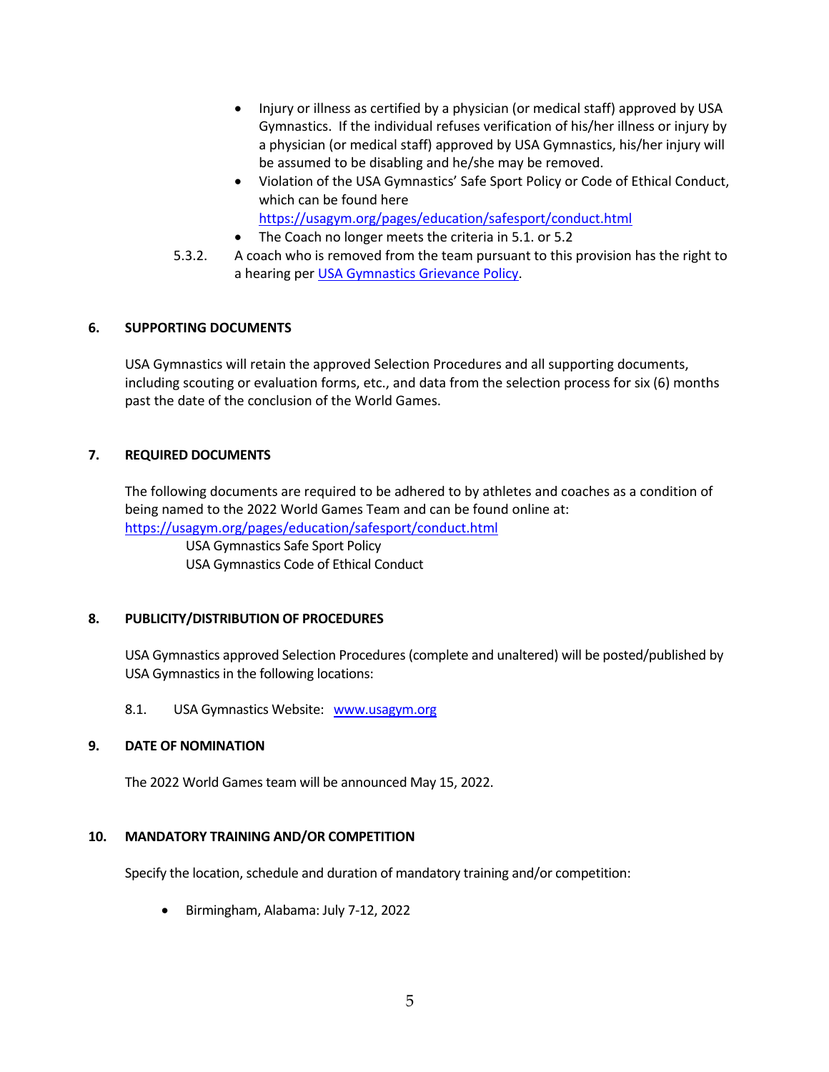- Injury or illness as certified by a physician (or medical staff) approved by USA Gymnastics. If the individual refuses verification of his/her illness or injury by a physician (or medical staff) approved by USA Gymnastics, his/her injury will be assumed to be disabling and he/she may be removed.
- Violation of the USA Gymnastics' Safe Sport Policy or Code of Ethical Conduct, which can be found here [https://usagym.org/pages/education/safesport/conduct.html](https://usagym.org/pages/education/safesport/conduct.html)
- The Coach no longer meets the criteria in 5.1. or 5.2

5.3.2. A coach who is removed from the team pursuant to this provision has the right to a hearing per [USA Gymnastics Grievance Policy](USA Gymnastics Grievance Policy).

## 6. SUPPORTING DOCUMENTS

USA Gymnastics will retain the approved Selection Procedures and all supporting documents, including scouting or evaluation forms, etc., and data from the selection process for six (6) months past the date of the conclusion of the World Games.

## 7. REQUIRED DOCUMENTS

The following documents are required to be adhered to by athletes and coaches as a condition of being named to the 2022 World Games Team and can be found online at: [https://usagym.org/pages/education/safesport/conduct.html](https://usagym.org/pages/education/safesport/conduct.html)

USA Gymnastics Safe Sport Policy
USA Gymnastics Code of Ethical Conduct

## 8. PUBLICITY/DISTRIBUTION OF PROCEDURES

USA Gymnastics approved Selection Procedures (complete and unaltered) will be posted/published by USA Gymnastics in the following locations:

8.1. USA Gymnastics Website: [www.usagym.org](www.usagym.org)

## 9. DATE OF NOMINATION

The 2022 World Games team will be announced May 15, 2022.

## 10. MANDATORY TRAINING AND/OR COMPETITION

Specify the location, schedule and duration of mandatory training and/or competition:

- Birmingham, Alabama: July 7-12, 2022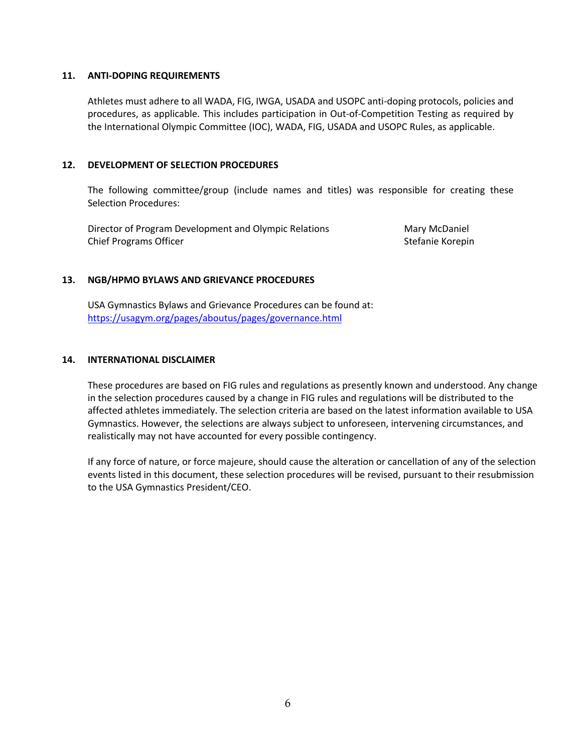## 11. ANTI-DOPING REQUIREMENTS

Athletes must adhere to all WADA, FIG, IWGA, USADA and USOPC anti-doping protocols, policies and procedures, as applicable. This includes participation in Out-of-Competition Testing as required by the International Olympic Committee (IOC), WADA, FIG, USADA and USOPC Rules, as applicable.

## 12. DEVELOPMENT OF SELECTION PROCEDURES

The following committee/group (include names and titles) was responsible for creating these Selection Procedures:

| Title | Name |
|---|---|
| Director of Program Development and Olympic Relations | Mary McDaniel |
| Chief Programs Officer | Stefanie Korepin |

## 13. NGB/HPMO BYLAWS AND GRIEVANCE PROCEDURES

USA Gymnastics Bylaws and Grievance Procedures can be found at:
https://usagym.org/pages/aboutus/pages/governance.html

## 14. INTERNATIONAL DISCLAIMER

These procedures are based on FIG rules and regulations as presently known and understood. Any change in the selection procedures caused by a change in FIG rules and regulations will be distributed to the affected athletes immediately. The selection criteria are based on the latest information available to USA Gymnastics. However, the selections are always subject to unforeseen, intervening circumstances, and realistically may not have accounted for every possible contingency.

If any force of nature, or force majeure, should cause the alteration or cancellation of any of the selection events listed in this document, these selection procedures will be revised, pursuant to their resubmission to the USA Gymnastics President/CEO.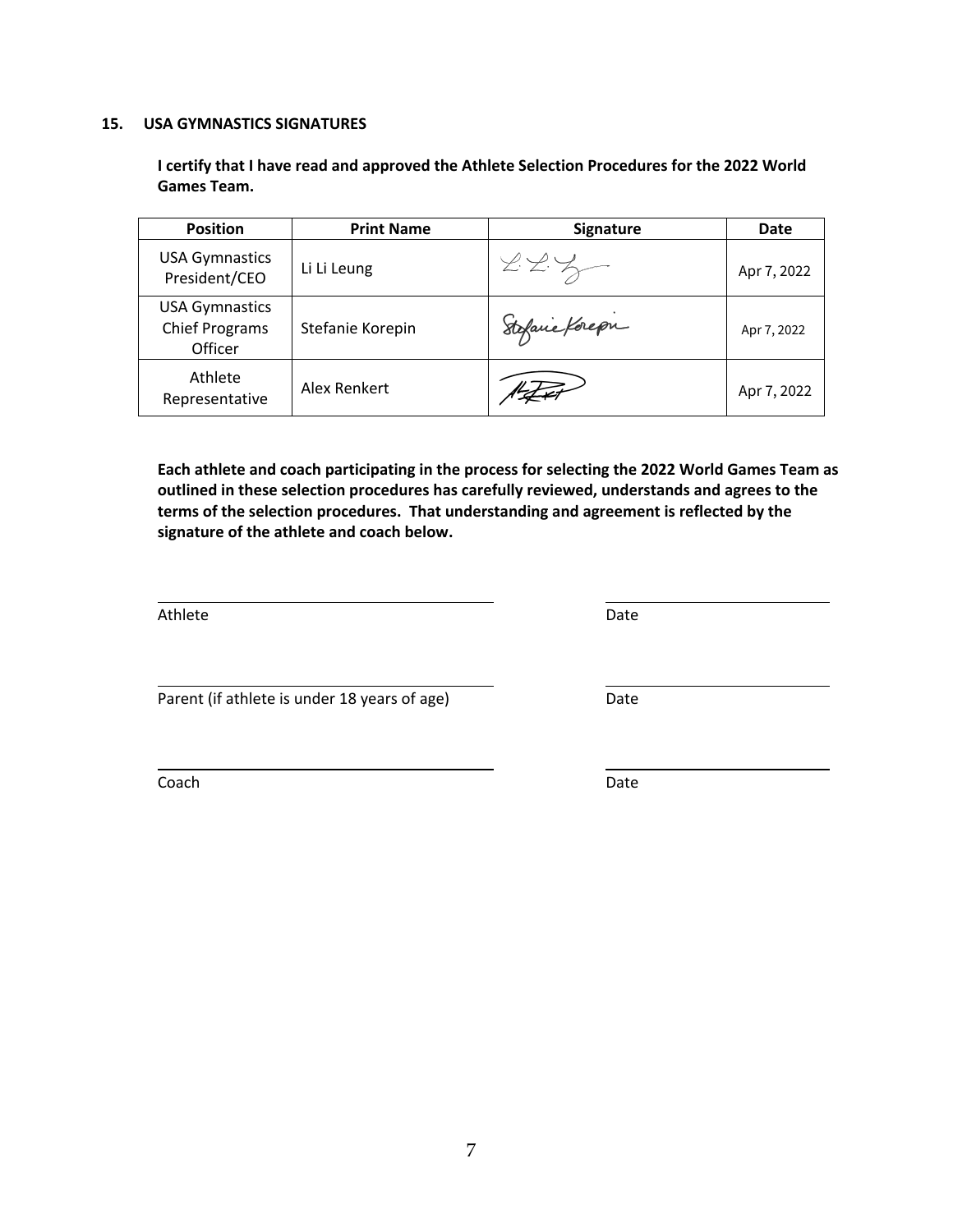## 15. USA GYMNASTICS SIGNATURES

**I certify that I have read and approved the Athlete Selection Procedures for the 2022 World Games Team.**

| Position | Print Name | Signature | Date |
|---|---|---|---|
| USA Gymnastics President/CEO | Li Li Leung | | Apr 7, 2022 |
| USA Gymnastics Chief Programs Officer | Stefanie Korepin | | Apr 7, 2022 |
| Athlete Representative | Alex Renkert | | Apr 7, 2022 |

**Each athlete and coach participating in the process for selecting the 2022 World Games Team as outlined in these selection procedures has carefully reviewed, understands and agrees to the terms of the selection procedures. That understanding and agreement is reflected by the signature of the athlete and coach below.**

______________________________ ______________________

Athlete Date

______________________________ ______________________

Parent (if athlete is under 18 years of age) Date

______________________________ ______________________

Coach Date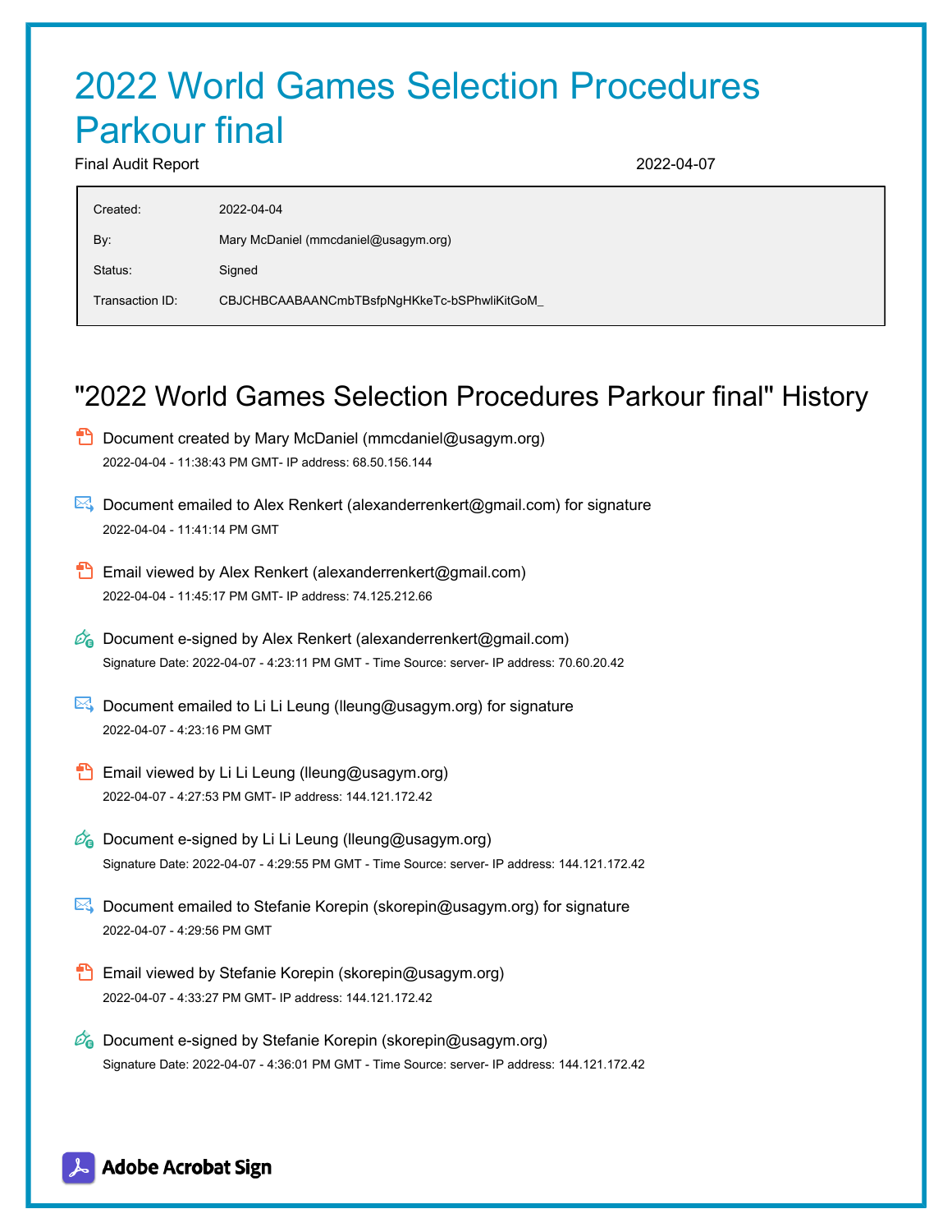# 2022 World Games Selection Procedures Parkour final

Final Audit Report 2022-04-07

| | |
|---|---|
| Created: | 2022-04-04 |
| By: | Mary McDaniel (mmcdaniel@usagym.org) |
| Status: | Signed |
| Transaction ID: | CBJCHBCAABAANCmbTBsfpNgHKkeTc-bSPhwliKitGoM_ |

## "2022 World Games Selection Procedures Parkour final" History

- Document created by Mary McDaniel (mmcdaniel@usagym.org)
  2022-04-04 - 11:38:43 PM GMT- IP address: 68.50.156.144

- Document emailed to Alex Renkert (alexanderrenkert@gmail.com) for signature
  2022-04-04 - 11:41:14 PM GMT

- Email viewed by Alex Renkert (alexanderrenkert@gmail.com)
  2022-04-04 - 11:45:17 PM GMT- IP address: 74.125.212.66

- Document e-signed by Alex Renkert (alexanderrenkert@gmail.com)
  Signature Date: 2022-04-07 - 4:23:11 PM GMT - Time Source: server- IP address: 70.60.20.42

- Document emailed to Li Li Leung (lleung@usagym.org) for signature
  2022-04-07 - 4:23:16 PM GMT

- Email viewed by Li Li Leung (lleung@usagym.org)
  2022-04-07 - 4:27:53 PM GMT- IP address: 144.121.172.42

- Document e-signed by Li Li Leung (lleung@usagym.org)
  Signature Date: 2022-04-07 - 4:29:55 PM GMT - Time Source: server- IP address: 144.121.172.42

- Document emailed to Stefanie Korepin (skorepin@usagym.org) for signature
  2022-04-07 - 4:29:56 PM GMT

- Email viewed by Stefanie Korepin (skorepin@usagym.org)
  2022-04-07 - 4:33:27 PM GMT- IP address: 144.121.172.42

- Document e-signed by Stefanie Korepin (skorepin@usagym.org)
  Signature Date: 2022-04-07 - 4:36:01 PM GMT - Time Source: server- IP address: 144.121.172.42

Adobe Acrobat Sign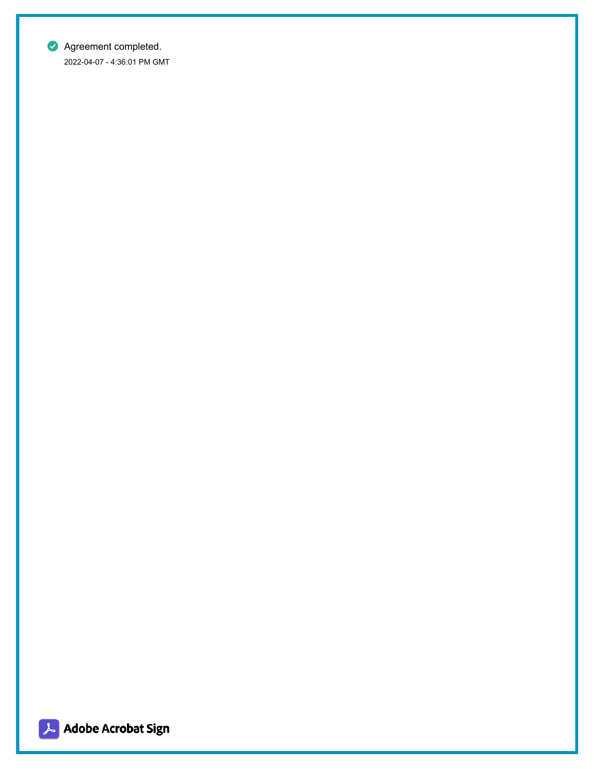Agreement completed.

2022-04-07 - 4:36:01 PM GMT

Adobe Acrobat Sign